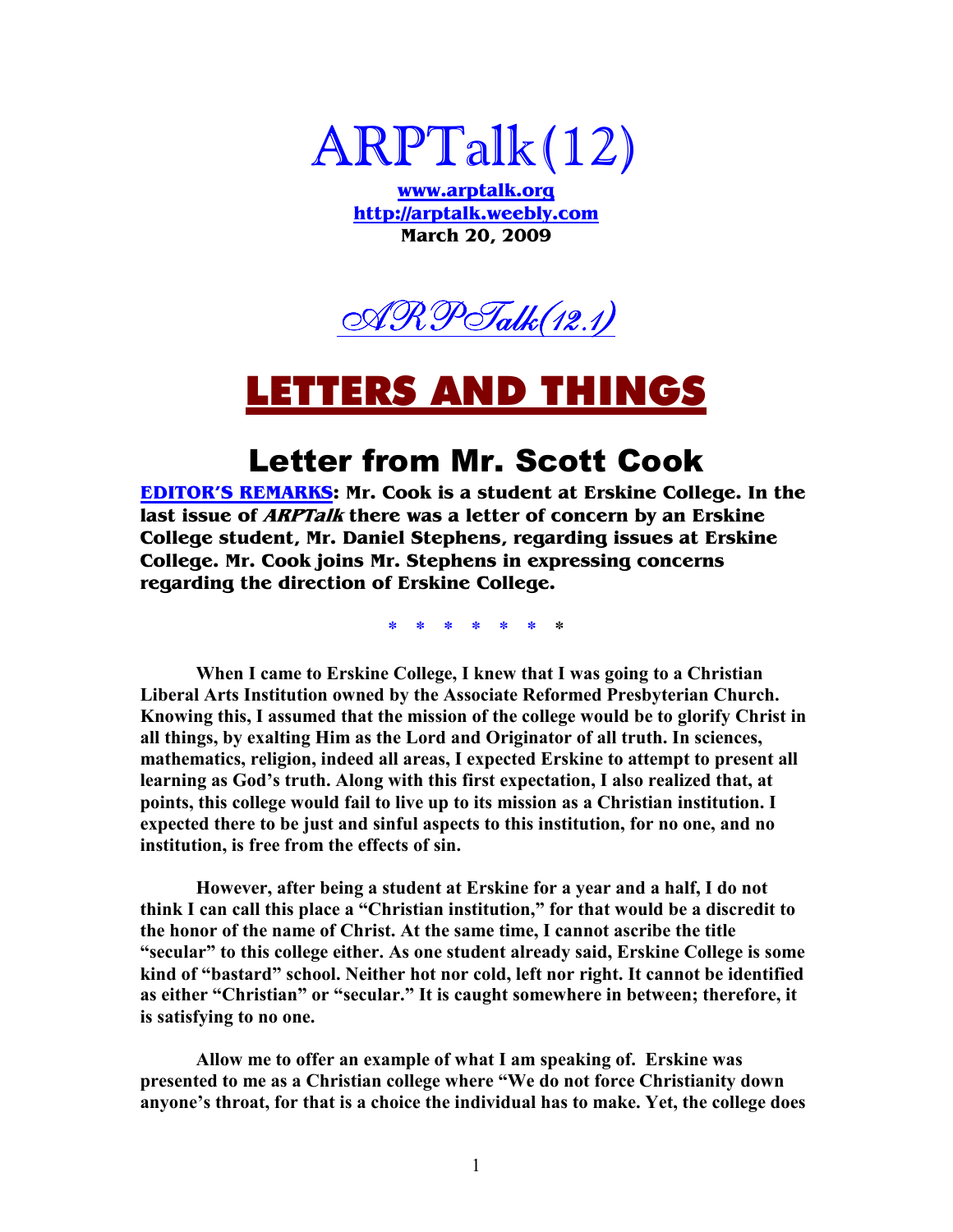# ARPTalk(12)

**www.arptalk.org**
**http://arptalk.weebly.com**
**March 20, 2009**

## *ARPTalk(12.1)*

# LETTERS AND THINGS

## Letter from Mr. Scott Cook

**EDITOR'S REMARKS: Mr. Cook is a student at Erskine College. In the last issue of *ARPTalk* there was a letter of concern by an Erskine College student, Mr. Daniel Stephens, regarding issues at Erskine College. Mr. Cook joins Mr. Stephens in expressing concerns regarding the direction of Erskine College.**

\* \* \* \* \* \* \*

**When I came to Erskine College, I knew that I was going to a Christian Liberal Arts Institution owned by the Associate Reformed Presbyterian Church. Knowing this, I assumed that the mission of the college would be to glorify Christ in all things, by exalting Him as the Lord and Originator of all truth. In sciences, mathematics, religion, indeed all areas, I expected Erskine to attempt to present all learning as God's truth. Along with this first expectation, I also realized that, at points, this college would fail to live up to its mission as a Christian institution. I expected there to be just and sinful aspects to this institution, for no one, and no institution, is free from the effects of sin.**

**However, after being a student at Erskine for a year and a half, I do not think I can call this place a "Christian institution," for that would be a discredit to the honor of the name of Christ. At the same time, I cannot ascribe the title "secular" to this college either. As one student already said, Erskine College is some kind of "bastard" school. Neither hot nor cold, left nor right. It cannot be identified as either "Christian" or "secular." It is caught somewhere in between; therefore, it is satisfying to no one.**

**Allow me to offer an example of what I am speaking of. Erskine was presented to me as a Christian college where "We do not force Christianity down anyone's throat, for that is a choice the individual has to make. Yet, the college does**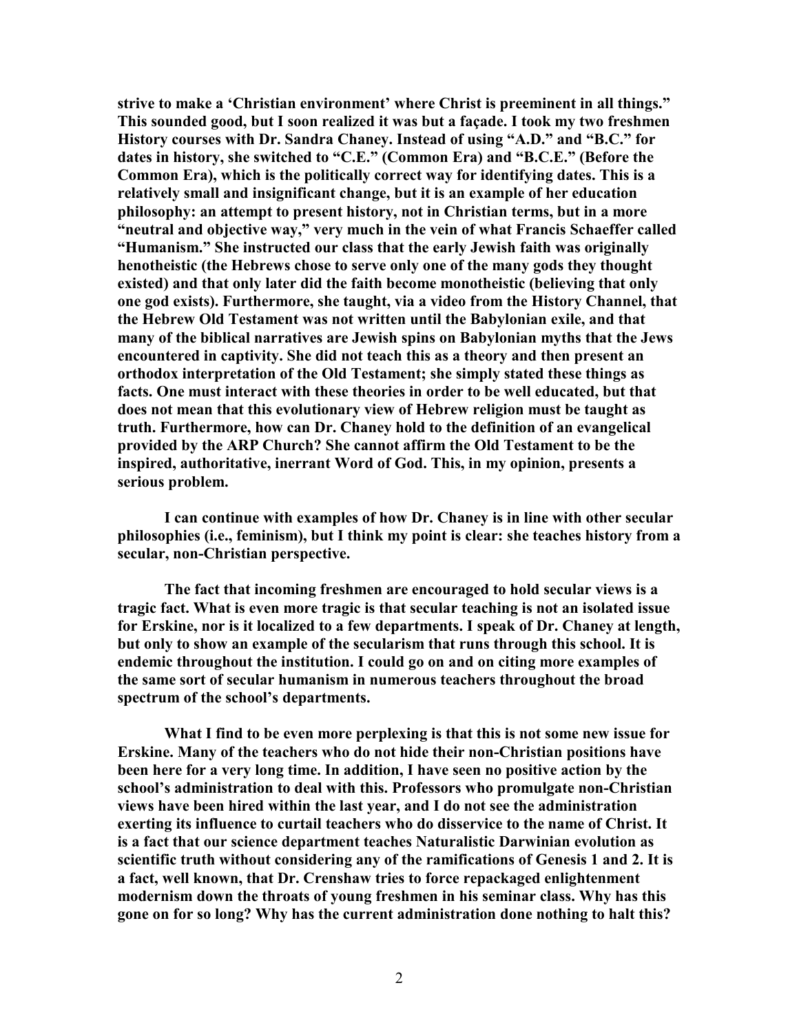**strive to make a 'Christian environment' where Christ is preeminent in all things." This sounded good, but I soon realized it was but a façade. I took my two freshmen History courses with Dr. Sandra Chaney. Instead of using "A.D." and "B.C." for dates in history, she switched to "C.E." (Common Era) and "B.C.E." (Before the Common Era), which is the politically correct way for identifying dates. This is a relatively small and insignificant change, but it is an example of her education philosophy: an attempt to present history, not in Christian terms, but in a more "neutral and objective way," very much in the vein of what Francis Schaeffer called "Humanism." She instructed our class that the early Jewish faith was originally henotheistic (the Hebrews chose to serve only one of the many gods they thought existed) and that only later did the faith become monotheistic (believing that only one god exists). Furthermore, she taught, via a video from the History Channel, that the Hebrew Old Testament was not written until the Babylonian exile, and that many of the biblical narratives are Jewish spins on Babylonian myths that the Jews encountered in captivity. She did not teach this as a theory and then present an orthodox interpretation of the Old Testament; she simply stated these things as facts. One must interact with these theories in order to be well educated, but that does not mean that this evolutionary view of Hebrew religion must be taught as truth. Furthermore, how can Dr. Chaney hold to the definition of an evangelical provided by the ARP Church? She cannot affirm the Old Testament to be the inspired, authoritative, inerrant Word of God. This, in my opinion, presents a serious problem.**

**I can continue with examples of how Dr. Chaney is in line with other secular philosophies (i.e., feminism), but I think my point is clear: she teaches history from a secular, non-Christian perspective.**

**The fact that incoming freshmen are encouraged to hold secular views is a tragic fact. What is even more tragic is that secular teaching is not an isolated issue for Erskine, nor is it localized to a few departments. I speak of Dr. Chaney at length, but only to show an example of the secularism that runs through this school. It is endemic throughout the institution. I could go on and on citing more examples of the same sort of secular humanism in numerous teachers throughout the broad spectrum of the school's departments.**

**What I find to be even more perplexing is that this is not some new issue for Erskine. Many of the teachers who do not hide their non-Christian positions have been here for a very long time. In addition, I have seen no positive action by the school's administration to deal with this. Professors who promulgate non-Christian views have been hired within the last year, and I do not see the administration exerting its influence to curtail teachers who do disservice to the name of Christ. It is a fact that our science department teaches Naturalistic Darwinian evolution as scientific truth without considering any of the ramifications of Genesis 1 and 2. It is a fact, well known, that Dr. Crenshaw tries to force repackaged enlightenment modernism down the throats of young freshmen in his seminar class. Why has this gone on for so long? Why has the current administration done nothing to halt this?**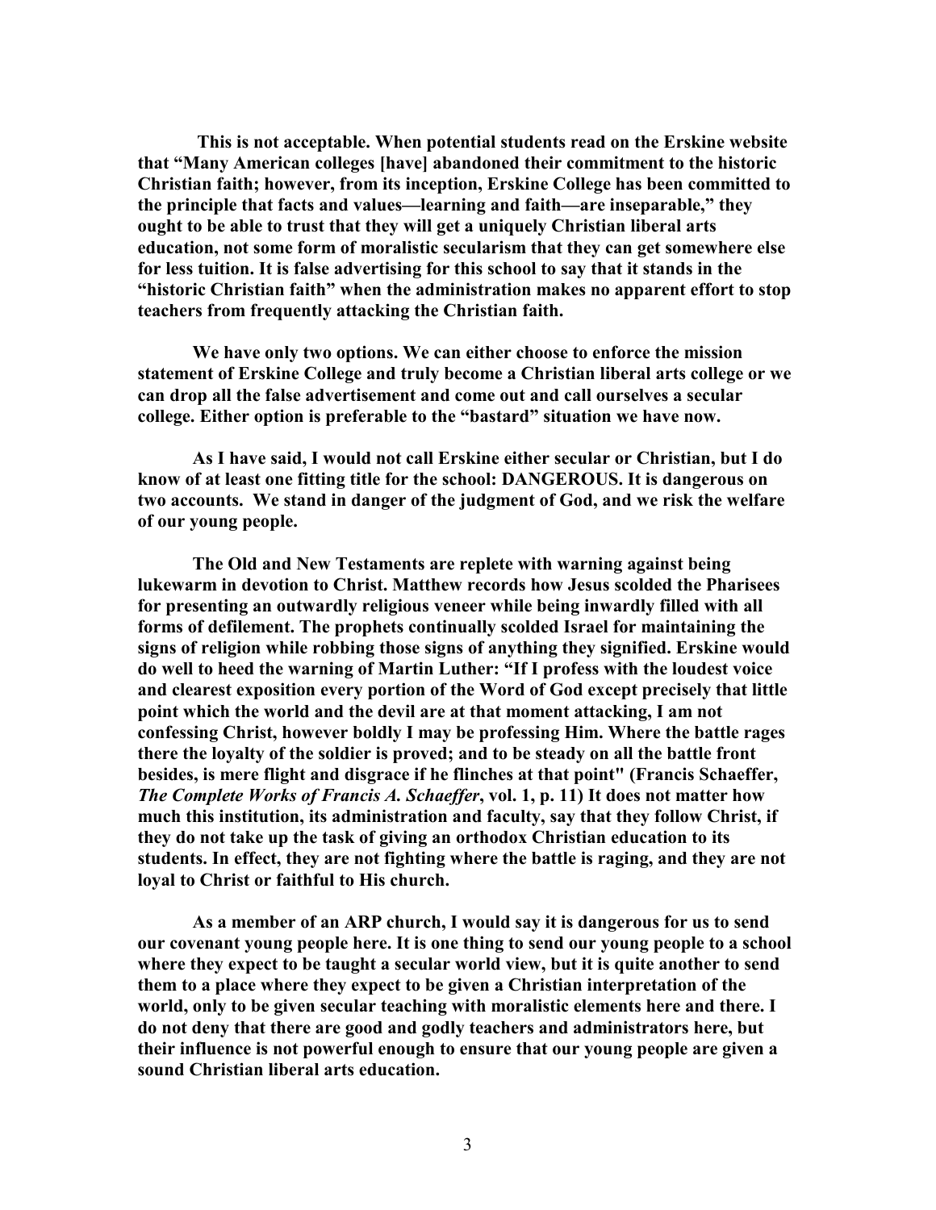**This is not acceptable. When potential students read on the Erskine website that "Many American colleges [have] abandoned their commitment to the historic Christian faith; however, from its inception, Erskine College has been committed to the principle that facts and values—learning and faith—are inseparable," they ought to be able to trust that they will get a uniquely Christian liberal arts education, not some form of moralistic secularism that they can get somewhere else for less tuition. It is false advertising for this school to say that it stands in the "historic Christian faith" when the administration makes no apparent effort to stop teachers from frequently attacking the Christian faith.**

**We have only two options. We can either choose to enforce the mission statement of Erskine College and truly become a Christian liberal arts college or we can drop all the false advertisement and come out and call ourselves a secular college. Either option is preferable to the "bastard" situation we have now.**

**As I have said, I would not call Erskine either secular or Christian, but I do know of at least one fitting title for the school: DANGEROUS. It is dangerous on two accounts. We stand in danger of the judgment of God, and we risk the welfare of our young people.**

**The Old and New Testaments are replete with warning against being lukewarm in devotion to Christ. Matthew records how Jesus scolded the Pharisees for presenting an outwardly religious veneer while being inwardly filled with all forms of defilement. The prophets continually scolded Israel for maintaining the signs of religion while robbing those signs of anything they signified. Erskine would do well to heed the warning of Martin Luther: "If I profess with the loudest voice and clearest exposition every portion of the Word of God except precisely that little point which the world and the devil are at that moment attacking, I am not confessing Christ, however boldly I may be professing Him. Where the battle rages there the loyalty of the soldier is proved; and to be steady on all the battle front besides, is mere flight and disgrace if he flinches at that point" (Francis Schaeffer, *The Complete Works of Francis A. Schaeffer*, vol. 1, p. 11) It does not matter how much this institution, its administration and faculty, say that they follow Christ, if they do not take up the task of giving an orthodox Christian education to its students. In effect, they are not fighting where the battle is raging, and they are not loyal to Christ or faithful to His church.**

**As a member of an ARP church, I would say it is dangerous for us to send our covenant young people here. It is one thing to send our young people to a school where they expect to be taught a secular world view, but it is quite another to send them to a place where they expect to be given a Christian interpretation of the world, only to be given secular teaching with moralistic elements here and there. I do not deny that there are good and godly teachers and administrators here, but their influence is not powerful enough to ensure that our young people are given a sound Christian liberal arts education.**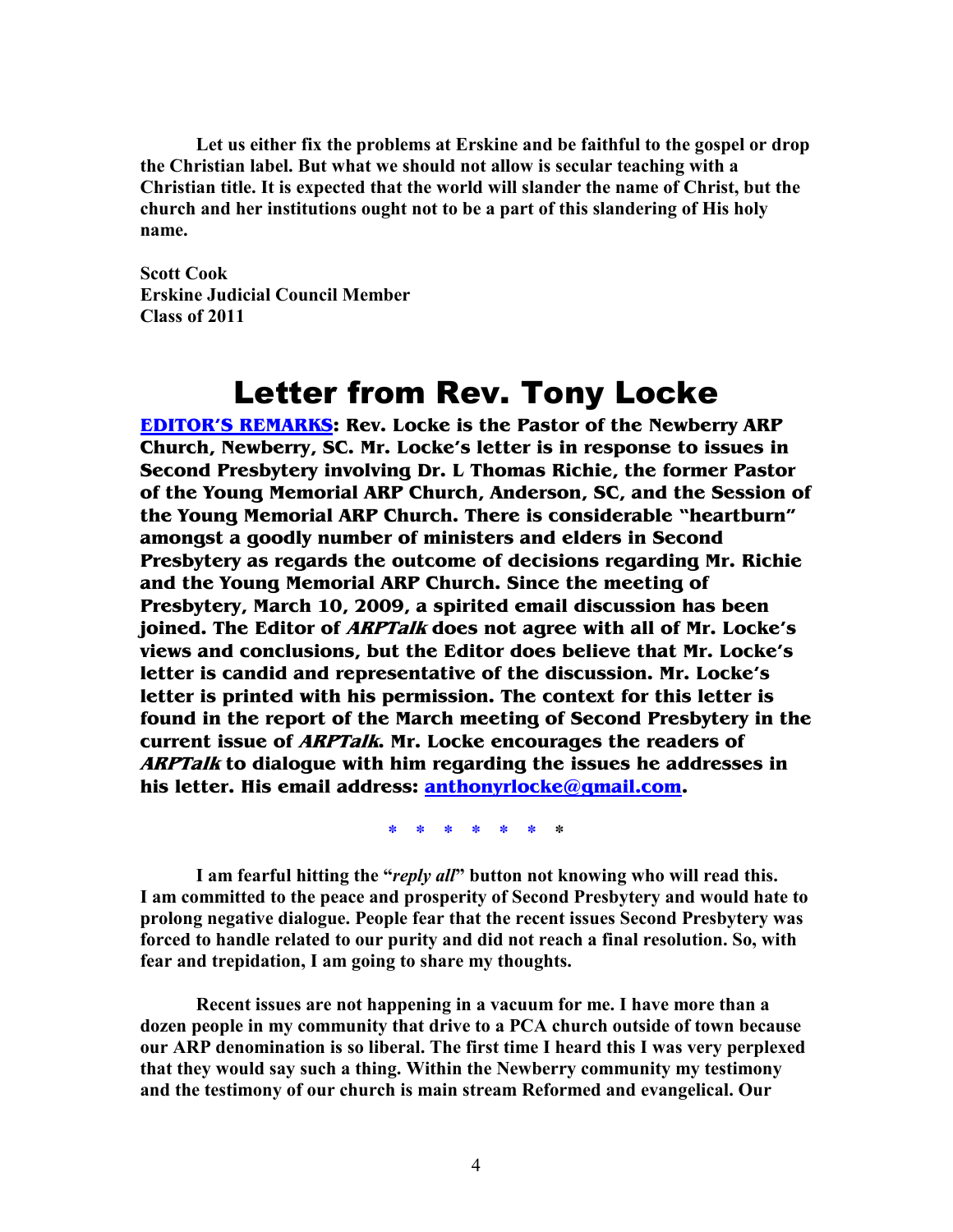**Let us either fix the problems at Erskine and be faithful to the gospel or drop the Christian label. But what we should not allow is secular teaching with a Christian title. It is expected that the world will slander the name of Christ, but the church and her institutions ought not to be a part of this slandering of His holy name.**

**Scott Cook**
**Erskine Judicial Council Member**
**Class of 2011**

# Letter from Rev. Tony Locke

**EDITOR'S REMARKS: Rev. Locke is the Pastor of the Newberry ARP Church, Newberry, SC. Mr. Locke's letter is in response to issues in Second Presbytery involving Dr. L Thomas Richie, the former Pastor of the Young Memorial ARP Church, Anderson, SC, and the Session of the Young Memorial ARP Church. There is considerable "heartburn" amongst a goodly number of ministers and elders in Second Presbytery as regards the outcome of decisions regarding Mr. Richie and the Young Memorial ARP Church. Since the meeting of Presbytery, March 10, 2009, a spirited email discussion has been joined. The Editor of *ARPTalk* does not agree with all of Mr. Locke's views and conclusions, but the Editor does believe that Mr. Locke's letter is candid and representative of the discussion. Mr. Locke's letter is printed with his permission. The context for this letter is found in the report of the March meeting of Second Presbytery in the current issue of *ARPTalk*. Mr. Locke encourages the readers of *ARPTalk* to dialogue with him regarding the issues he addresses in his letter. His email address: anthonyrlocke@gmail.com.**

\* \* \* \* \* \* \*

**I am fearful hitting the "*reply all*" button not knowing who will read this. I am committed to the peace and prosperity of Second Presbytery and would hate to prolong negative dialogue. People fear that the recent issues Second Presbytery was forced to handle related to our purity and did not reach a final resolution. So, with fear and trepidation, I am going to share my thoughts.**

**Recent issues are not happening in a vacuum for me. I have more than a dozen people in my community that drive to a PCA church outside of town because our ARP denomination is so liberal. The first time I heard this I was very perplexed that they would say such a thing. Within the Newberry community my testimony and the testimony of our church is main stream Reformed and evangelical. Our**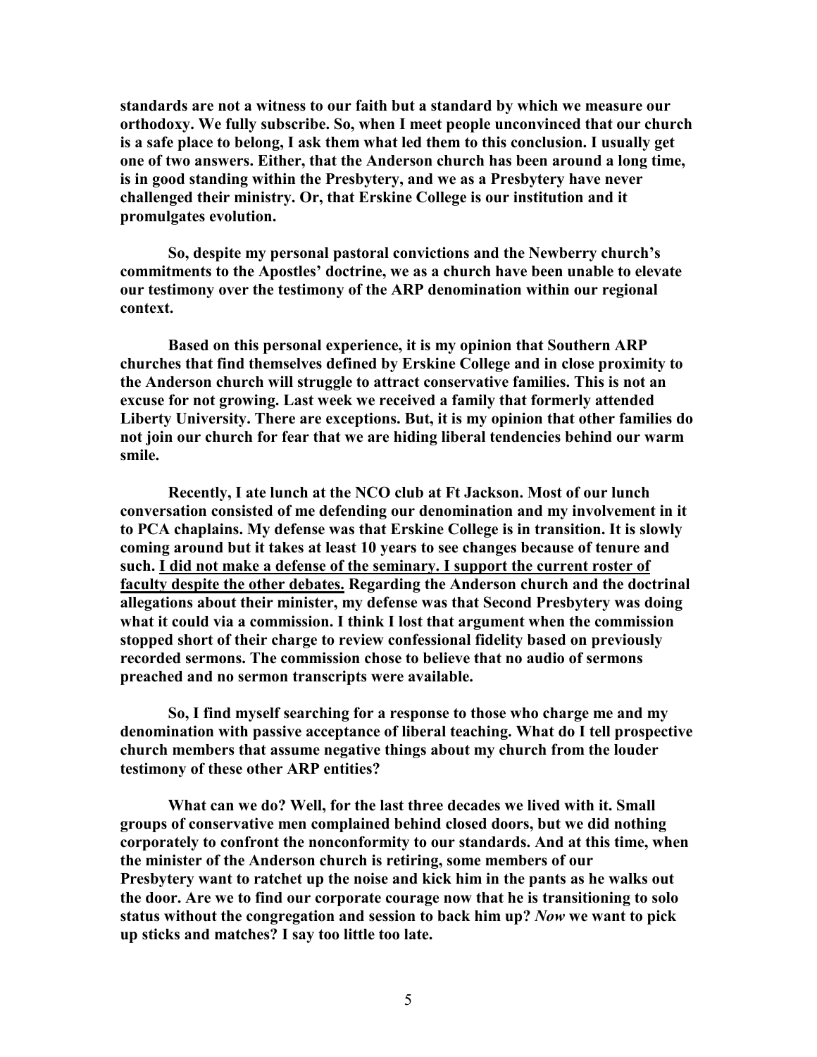**standards are not a witness to our faith but a standard by which we measure our orthodoxy. We fully subscribe. So, when I meet people unconvinced that our church is a safe place to belong, I ask them what led them to this conclusion. I usually get one of two answers. Either, that the Anderson church has been around a long time, is in good standing within the Presbytery, and we as a Presbytery have never challenged their ministry. Or, that Erskine College is our institution and it promulgates evolution.**

**So, despite my personal pastoral convictions and the Newberry church's commitments to the Apostles' doctrine, we as a church have been unable to elevate our testimony over the testimony of the ARP denomination within our regional context.**

**Based on this personal experience, it is my opinion that Southern ARP churches that find themselves defined by Erskine College and in close proximity to the Anderson church will struggle to attract conservative families. This is not an excuse for not growing. Last week we received a family that formerly attended Liberty University. There are exceptions. But, it is my opinion that other families do not join our church for fear that we are hiding liberal tendencies behind our warm smile.**

**Recently, I ate lunch at the NCO club at Ft Jackson. Most of our lunch conversation consisted of me defending our denomination and my involvement in it to PCA chaplains. My defense was that Erskine College is in transition. It is slowly coming around but it takes at least 10 years to see changes because of tenure and such. <u>I did not make a defense of the seminary. I support the current roster of faculty despite the other debates.</u> Regarding the Anderson church and the doctrinal allegations about their minister, my defense was that Second Presbytery was doing what it could via a commission. I think I lost that argument when the commission stopped short of their charge to review confessional fidelity based on previously recorded sermons. The commission chose to believe that no audio of sermons preached and no sermon transcripts were available.**

**So, I find myself searching for a response to those who charge me and my denomination with passive acceptance of liberal teaching. What do I tell prospective church members that assume negative things about my church from the louder testimony of these other ARP entities?**

**What can we do? Well, for the last three decades we lived with it. Small groups of conservative men complained behind closed doors, but we did nothing corporately to confront the nonconformity to our standards. And at this time, when the minister of the Anderson church is retiring, some members of our Presbytery want to ratchet up the noise and kick him in the pants as he walks out the door. Are we to find our corporate courage now that he is transitioning to solo status without the congregation and session to back him up? *Now* we want to pick up sticks and matches? I say too little too late.**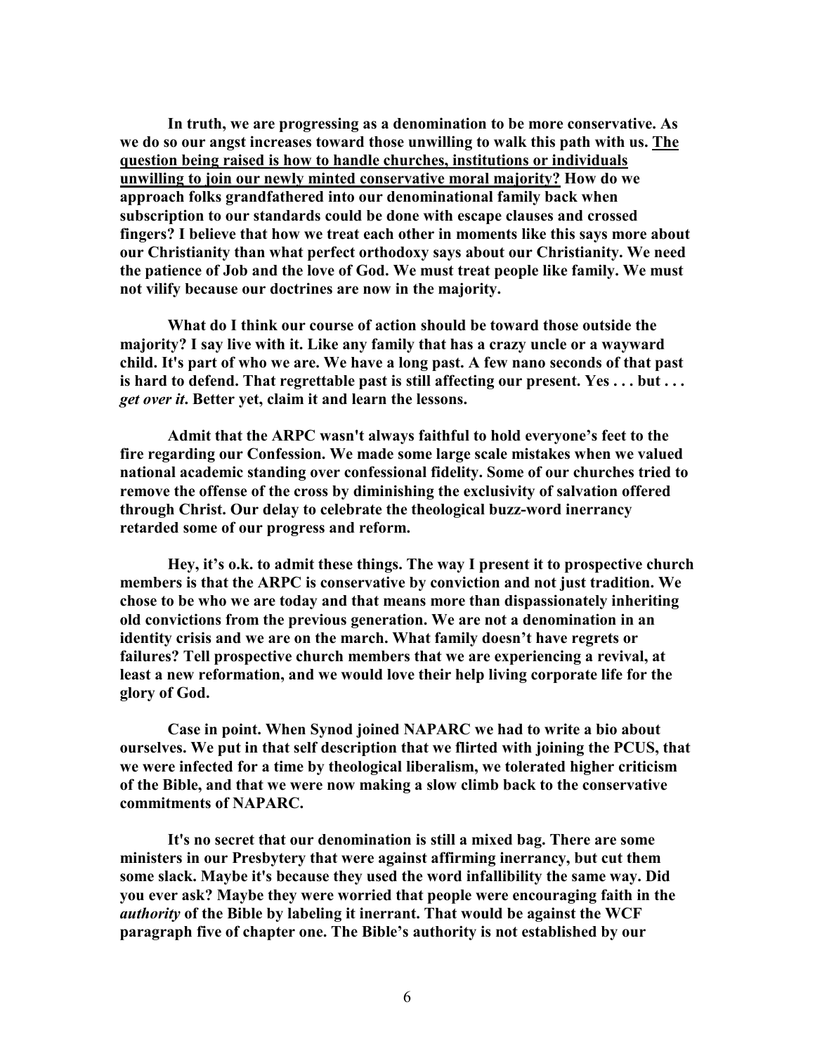**In truth, we are progressing as a denomination to be more conservative. As we do so our angst increases toward those unwilling to walk this path with us. <u>The question being raised is how to handle churches, institutions or individuals unwilling to join our newly minted conservative moral majority?</u> How do we approach folks grandfathered into our denominational family back when subscription to our standards could be done with escape clauses and crossed fingers? I believe that how we treat each other in moments like this says more about our Christianity than what perfect orthodoxy says about our Christianity. We need the patience of Job and the love of God. We must treat people like family. We must not vilify because our doctrines are now in the majority.**

**What do I think our course of action should be toward those outside the majority? I say live with it. Like any family that has a crazy uncle or a wayward child. It's part of who we are. We have a long past. A few nano seconds of that past is hard to defend. That regrettable past is still affecting our present. Yes . . . but . . . *get over it*. Better yet, claim it and learn the lessons.**

**Admit that the ARPC wasn't always faithful to hold everyone's feet to the fire regarding our Confession. We made some large scale mistakes when we valued national academic standing over confessional fidelity. Some of our churches tried to remove the offense of the cross by diminishing the exclusivity of salvation offered through Christ. Our delay to celebrate the theological buzz-word inerrancy retarded some of our progress and reform.**

**Hey, it's o.k. to admit these things. The way I present it to prospective church members is that the ARPC is conservative by conviction and not just tradition. We chose to be who we are today and that means more than dispassionately inheriting old convictions from the previous generation. We are not a denomination in an identity crisis and we are on the march. What family doesn't have regrets or failures? Tell prospective church members that we are experiencing a revival, at least a new reformation, and we would love their help living corporate life for the glory of God.**

**Case in point. When Synod joined NAPARC we had to write a bio about ourselves. We put in that self description that we flirted with joining the PCUS, that we were infected for a time by theological liberalism, we tolerated higher criticism of the Bible, and that we were now making a slow climb back to the conservative commitments of NAPARC.**

**It's no secret that our denomination is still a mixed bag. There are some ministers in our Presbytery that were against affirming inerrancy, but cut them some slack. Maybe it's because they used the word infallibility the same way. Did you ever ask? Maybe they were worried that people were encouraging faith in the *authority* of the Bible by labeling it inerrant. That would be against the WCF paragraph five of chapter one. The Bible's authority is not established by our**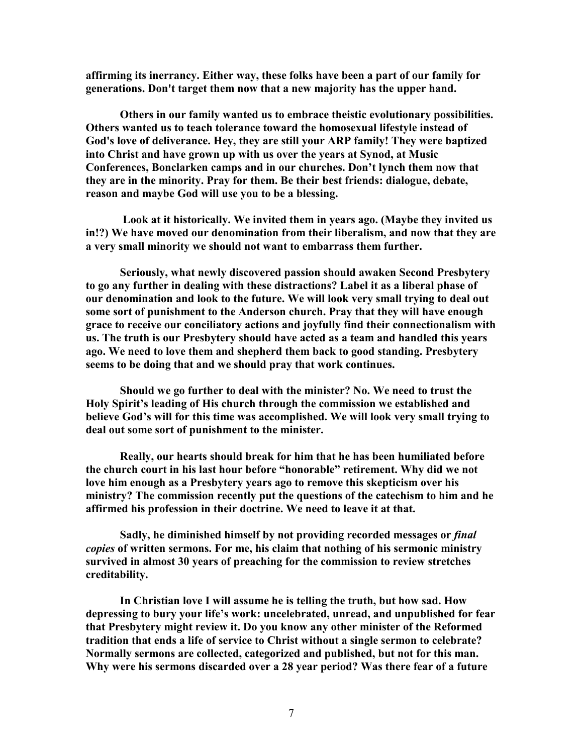**affirming its inerrancy. Either way, these folks have been a part of our family for generations. Don't target them now that a new majority has the upper hand.**

**Others in our family wanted us to embrace theistic evolutionary possibilities. Others wanted us to teach tolerance toward the homosexual lifestyle instead of God's love of deliverance. Hey, they are still your ARP family! They were baptized into Christ and have grown up with us over the years at Synod, at Music Conferences, Bonclarken camps and in our churches. Don't lynch them now that they are in the minority. Pray for them. Be their best friends: dialogue, debate, reason and maybe God will use you to be a blessing.**

**Look at it historically. We invited them in years ago. (Maybe they invited us in!?) We have moved our denomination from their liberalism, and now that they are a very small minority we should not want to embarrass them further.**

**Seriously, what newly discovered passion should awaken Second Presbytery to go any further in dealing with these distractions? Label it as a liberal phase of our denomination and look to the future. We will look very small trying to deal out some sort of punishment to the Anderson church. Pray that they will have enough grace to receive our conciliatory actions and joyfully find their connectionalism with us. The truth is our Presbytery should have acted as a team and handled this years ago. We need to love them and shepherd them back to good standing. Presbytery seems to be doing that and we should pray that work continues.**

**Should we go further to deal with the minister? No. We need to trust the Holy Spirit's leading of His church through the commission we established and believe God's will for this time was accomplished. We will look very small trying to deal out some sort of punishment to the minister.**

**Really, our hearts should break for him that he has been humiliated before the church court in his last hour before "honorable" retirement. Why did we not love him enough as a Presbytery years ago to remove this skepticism over his ministry? The commission recently put the questions of the catechism to him and he affirmed his profession in their doctrine. We need to leave it at that.**

**Sadly, he diminished himself by not providing recorded messages or *final copies* of written sermons. For me, his claim that nothing of his sermonic ministry survived in almost 30 years of preaching for the commission to review stretches creditability.**

**In Christian love I will assume he is telling the truth, but how sad. How depressing to bury your life's work: uncelebrated, unread, and unpublished for fear that Presbytery might review it. Do you know any other minister of the Reformed tradition that ends a life of service to Christ without a single sermon to celebrate? Normally sermons are collected, categorized and published, but not for this man. Why were his sermons discarded over a 28 year period? Was there fear of a future**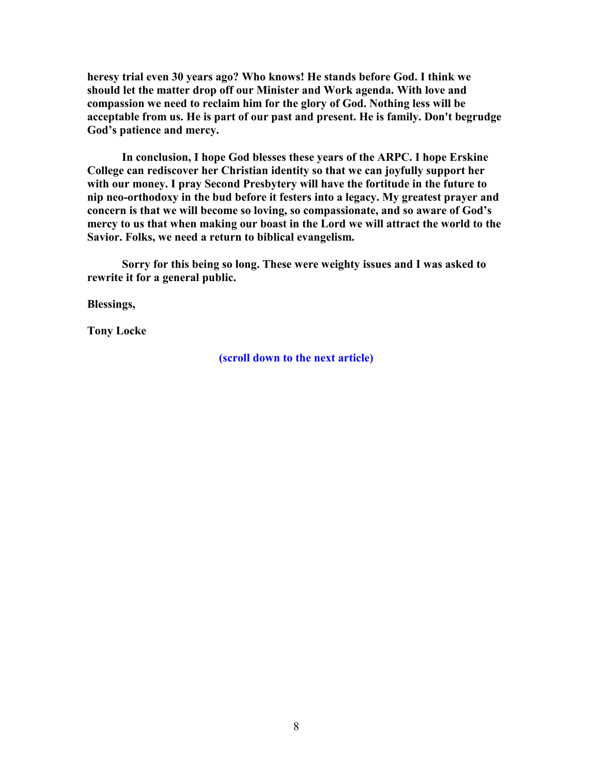**heresy trial even 30 years ago? Who knows! He stands before God. I think we should let the matter drop off our Minister and Work agenda. With love and compassion we need to reclaim him for the glory of God. Nothing less will be acceptable from us. He is part of our past and present. He is family. Don't begrudge God's patience and mercy.**

**In conclusion, I hope God blesses these years of the ARPC. I hope Erskine College can rediscover her Christian identity so that we can joyfully support her with our money. I pray Second Presbytery will have the fortitude in the future to nip neo-orthodoxy in the bud before it festers into a legacy. My greatest prayer and concern is that we will become so loving, so compassionate, and so aware of God's mercy to us that when making our boast in the Lord we will attract the world to the Savior. Folks, we need a return to biblical evangelism.**

**Sorry for this being so long. These were weighty issues and I was asked to rewrite it for a general public.**

**Blessings,**

**Tony Locke**

**(scroll down to the next article)**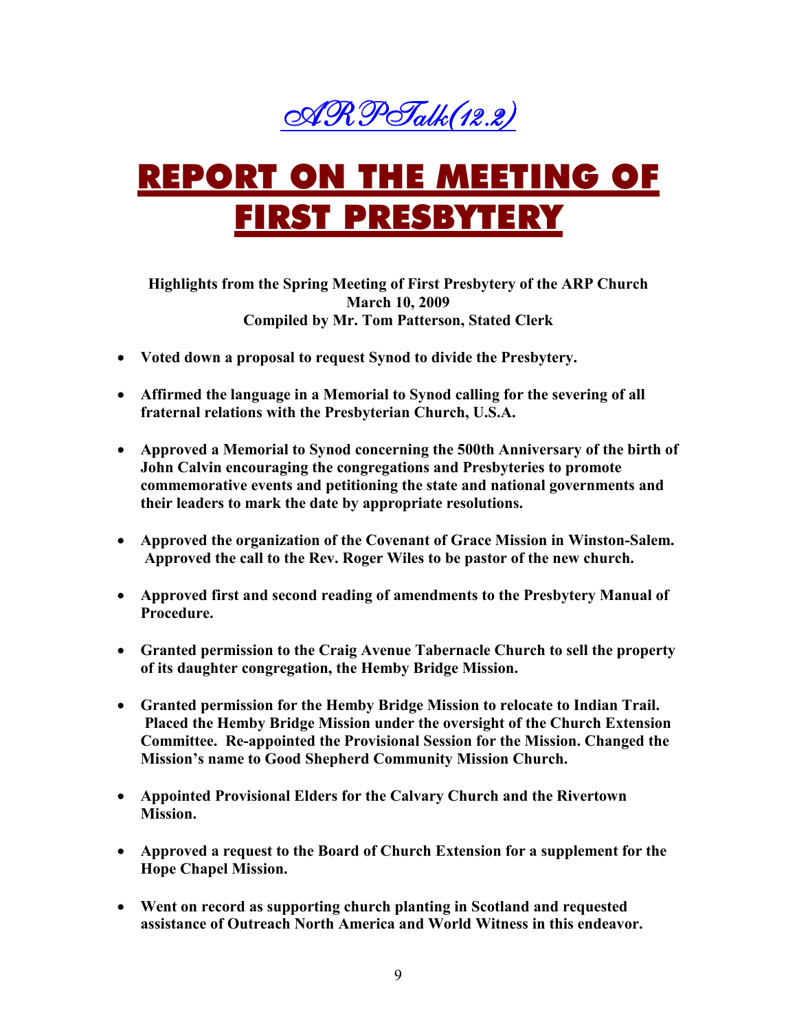*ARPTalk(12.2)*

# REPORT ON THE MEETING OF FIRST PRESBYTERY

**Highlights from the Spring Meeting of First Presbytery of the ARP Church**
**March 10, 2009**
**Compiled by Mr. Tom Patterson, Stated Clerk**

- **Voted down a proposal to request Synod to divide the Presbytery.**
- **Affirmed the language in a Memorial to Synod calling for the severing of all fraternal relations with the Presbyterian Church, U.S.A.**
- **Approved a Memorial to Synod concerning the 500th Anniversary of the birth of John Calvin encouraging the congregations and Presbyteries to promote commemorative events and petitioning the state and national governments and their leaders to mark the date by appropriate resolutions.**
- **Approved the organization of the Covenant of Grace Mission in Winston-Salem. Approved the call to the Rev. Roger Wiles to be pastor of the new church.**
- **Approved first and second reading of amendments to the Presbytery Manual of Procedure.**
- **Granted permission to the Craig Avenue Tabernacle Church to sell the property of its daughter congregation, the Hemby Bridge Mission.**
- **Granted permission for the Hemby Bridge Mission to relocate to Indian Trail. Placed the Hemby Bridge Mission under the oversight of the Church Extension Committee. Re-appointed the Provisional Session for the Mission. Changed the Mission's name to Good Shepherd Community Mission Church.**
- **Appointed Provisional Elders for the Calvary Church and the Rivertown Mission.**
- **Approved a request to the Board of Church Extension for a supplement for the Hope Chapel Mission.**
- **Went on record as supporting church planting in Scotland and requested assistance of Outreach North America and World Witness in this endeavor.**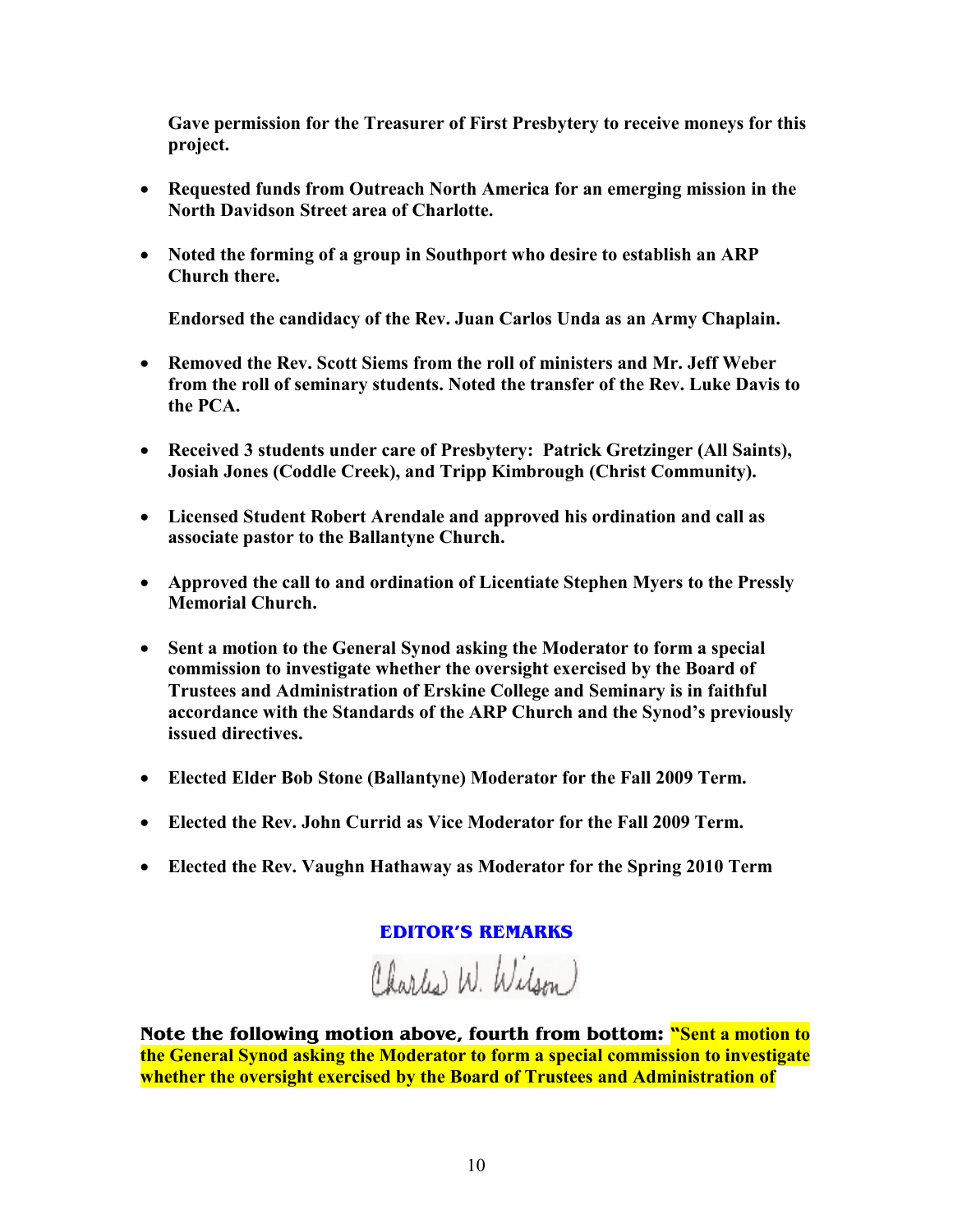**Gave permission for the Treasurer of First Presbytery to receive moneys for this project.**

- **Requested funds from Outreach North America for an emerging mission in the North Davidson Street area of Charlotte.**

- **Noted the forming of a group in Southport who desire to establish an ARP Church there.**

  **Endorsed the candidacy of the Rev. Juan Carlos Unda as an Army Chaplain.**

- **Removed the Rev. Scott Siems from the roll of ministers and Mr. Jeff Weber from the roll of seminary students. Noted the transfer of the Rev. Luke Davis to the PCA.**

- **Received 3 students under care of Presbytery: Patrick Gretzinger (All Saints), Josiah Jones (Coddle Creek), and Tripp Kimbrough (Christ Community).**

- **Licensed Student Robert Arendale and approved his ordination and call as associate pastor to the Ballantyne Church.**

- **Approved the call to and ordination of Licentiate Stephen Myers to the Pressly Memorial Church.**

- **Sent a motion to the General Synod asking the Moderator to form a special commission to investigate whether the oversight exercised by the Board of Trustees and Administration of Erskine College and Seminary is in faithful accordance with the Standards of the ARP Church and the Synod's previously issued directives.**

- **Elected Elder Bob Stone (Ballantyne) Moderator for the Fall 2009 Term.**

- **Elected the Rev. John Currid as Vice Moderator for the Fall 2009 Term.**

- **Elected the Rev. Vaughn Hathaway as Moderator for the Spring 2010 Term**

## EDITOR'S REMARKS

Charles W. Wilson

**Note the following motion above, fourth from bottom: "Sent a motion to the General Synod asking the Moderator to form a special commission to investigate whether the oversight exercised by the Board of Trustees and Administration of**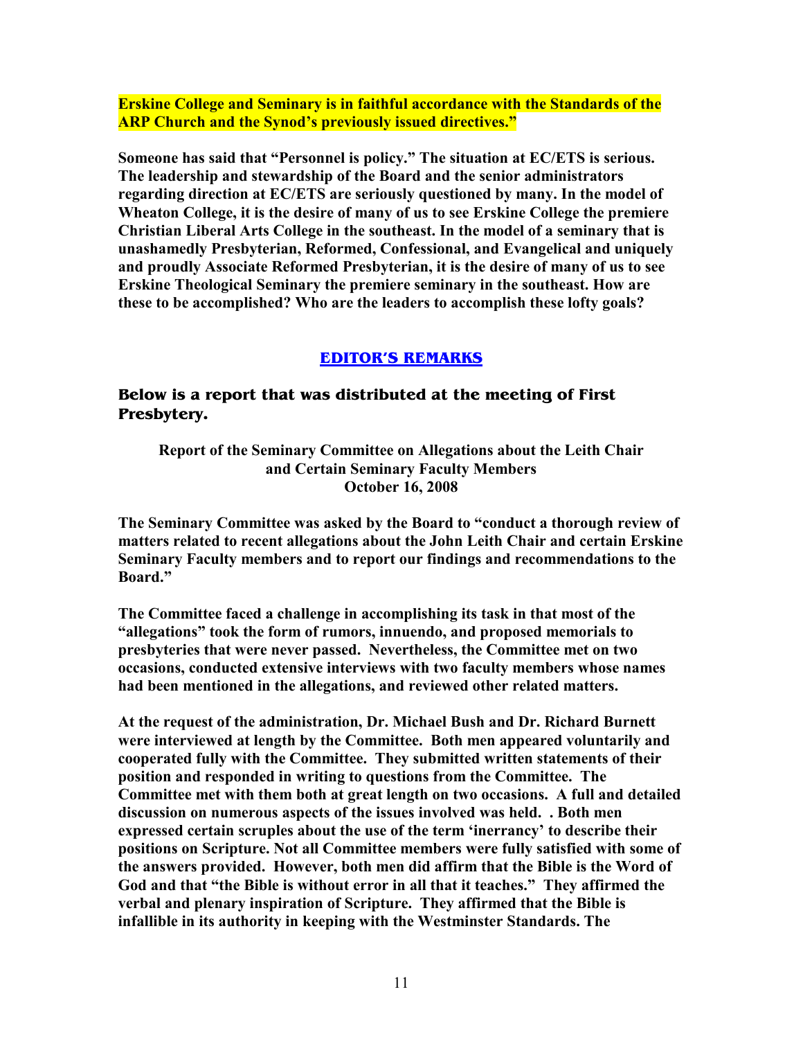**Erskine College and Seminary is in faithful accordance with the Standards of the ARP Church and the Synod's previously issued directives."**

**Someone has said that "Personnel is policy." The situation at EC/ETS is serious. The leadership and stewardship of the Board and the senior administrators regarding direction at EC/ETS are seriously questioned by many. In the model of Wheaton College, it is the desire of many of us to see Erskine College the premiere Christian Liberal Arts College in the southeast. In the model of a seminary that is unashamedly Presbyterian, Reformed, Confessional, and Evangelical and uniquely and proudly Associate Reformed Presbyterian, it is the desire of many of us to see Erskine Theological Seminary the premiere seminary in the southeast. How are these to be accomplished? Who are the leaders to accomplish these lofty goals?**

## EDITOR'S REMARKS

### Below is a report that was distributed at the meeting of First Presbytery.

**Report of the Seminary Committee on Allegations about the Leith Chair and Certain Seminary Faculty Members**
**October 16, 2008**

**The Seminary Committee was asked by the Board to "conduct a thorough review of matters related to recent allegations about the John Leith Chair and certain Erskine Seminary Faculty members and to report our findings and recommendations to the Board."**

**The Committee faced a challenge in accomplishing its task in that most of the "allegations" took the form of rumors, innuendo, and proposed memorials to presbyteries that were never passed. Nevertheless, the Committee met on two occasions, conducted extensive interviews with two faculty members whose names had been mentioned in the allegations, and reviewed other related matters.**

**At the request of the administration, Dr. Michael Bush and Dr. Richard Burnett were interviewed at length by the Committee. Both men appeared voluntarily and cooperated fully with the Committee. They submitted written statements of their position and responded in writing to questions from the Committee. The Committee met with them both at great length on two occasions. A full and detailed discussion on numerous aspects of the issues involved was held. . Both men expressed certain scruples about the use of the term 'inerrancy' to describe their positions on Scripture. Not all Committee members were fully satisfied with some of the answers provided. However, both men did affirm that the Bible is the Word of God and that "the Bible is without error in all that it teaches." They affirmed the verbal and plenary inspiration of Scripture. They affirmed that the Bible is infallible in its authority in keeping with the Westminster Standards. The**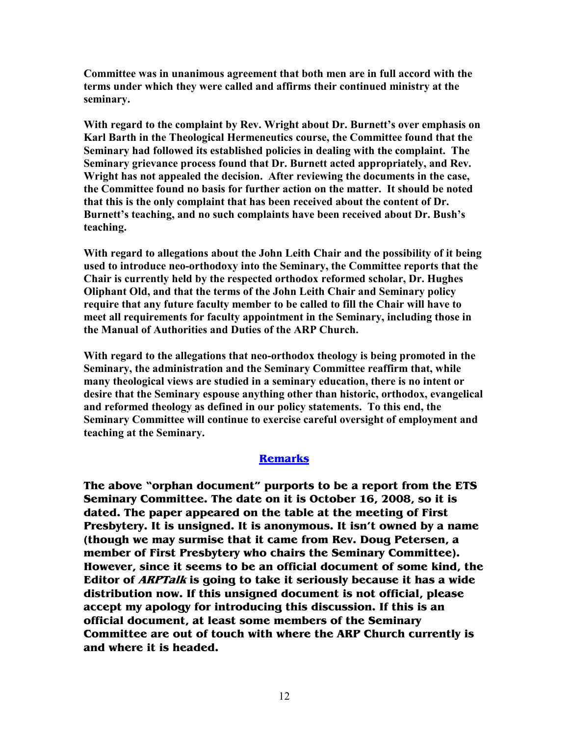**Committee was in unanimous agreement that both men are in full accord with the terms under which they were called and affirms their continued ministry at the seminary.**

**With regard to the complaint by Rev. Wright about Dr. Burnett's over emphasis on Karl Barth in the Theological Hermeneutics course, the Committee found that the Seminary had followed its established policies in dealing with the complaint. The Seminary grievance process found that Dr. Burnett acted appropriately, and Rev. Wright has not appealed the decision. After reviewing the documents in the case, the Committee found no basis for further action on the matter. It should be noted that this is the only complaint that has been received about the content of Dr. Burnett's teaching, and no such complaints have been received about Dr. Bush's teaching.**

**With regard to allegations about the John Leith Chair and the possibility of it being used to introduce neo-orthodoxy into the Seminary, the Committee reports that the Chair is currently held by the respected orthodox reformed scholar, Dr. Hughes Oliphant Old, and that the terms of the John Leith Chair and Seminary policy require that any future faculty member to be called to fill the Chair will have to meet all requirements for faculty appointment in the Seminary, including those in the Manual of Authorities and Duties of the ARP Church.**

**With regard to the allegations that neo-orthodox theology is being promoted in the Seminary, the administration and the Seminary Committee reaffirm that, while many theological views are studied in a seminary education, there is no intent or desire that the Seminary espouse anything other than historic, orthodox, evangelical and reformed theology as defined in our policy statements. To this end, the Seminary Committee will continue to exercise careful oversight of employment and teaching at the Seminary.**

## Remarks

**The above "orphan document" purports to be a report from the ETS Seminary Committee. The date on it is October 16, 2008, so it is dated. The paper appeared on the table at the meeting of First Presbytery. It is unsigned. It is anonymous. It isn't owned by a name (though we may surmise that it came from Rev. Doug Petersen, a member of First Presbytery who chairs the Seminary Committee). However, since it seems to be an official document of some kind, the Editor of *ARPTalk* is going to take it seriously because it has a wide distribution now. If this unsigned document is not official, please accept my apology for introducing this discussion. If this is an official document, at least some members of the Seminary Committee are out of touch with where the ARP Church currently is and where it is headed.**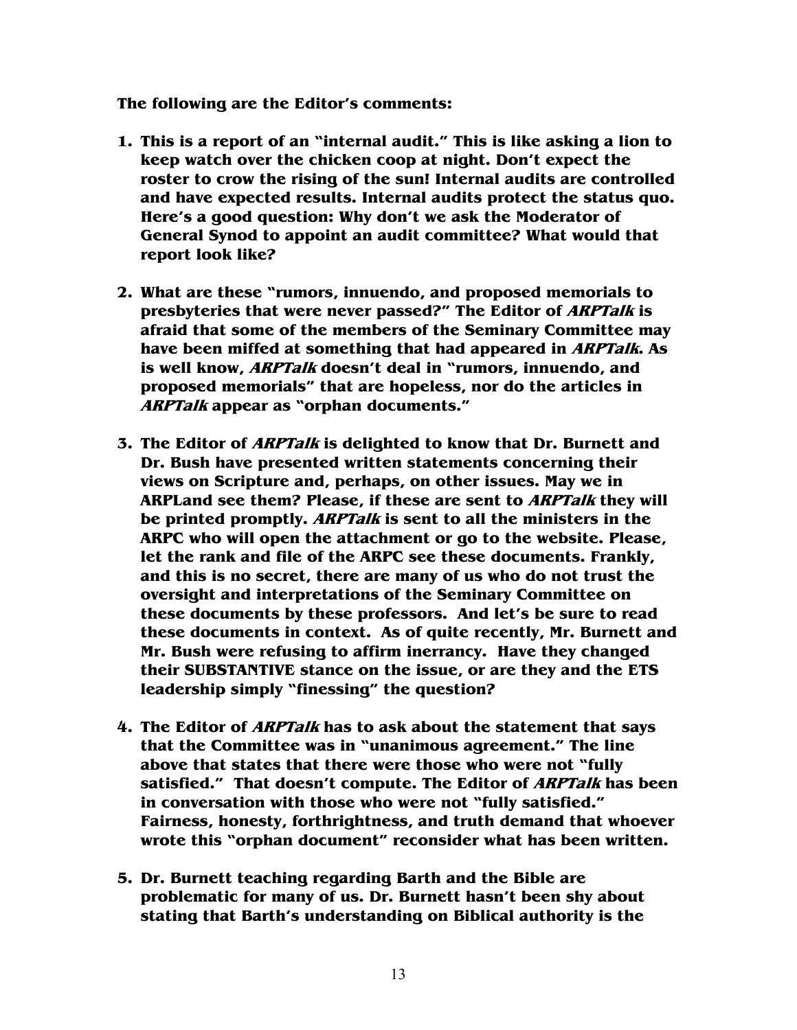**The following are the Editor's comments:**

1. **This is a report of an "internal audit." This is like asking a lion to keep watch over the chicken coop at night. Don't expect the roster to crow the rising of the sun! Internal audits are controlled and have expected results. Internal audits protect the status quo. Here's a good question: Why don't we ask the Moderator of General Synod to appoint an audit committee? What would that report look like?**

2. **What are these "rumors, innuendo, and proposed memorials to presbyteries that were never passed?" The Editor of *ARPTalk* is afraid that some of the members of the Seminary Committee may have been miffed at something that had appeared in *ARPTalk*. As is well know, *ARPTalk* doesn't deal in "rumors, innuendo, and proposed memorials" that are hopeless, nor do the articles in *ARPTalk* appear as "orphan documents."**

3. **The Editor of *ARPTalk* is delighted to know that Dr. Burnett and Dr. Bush have presented written statements concerning their views on Scripture and, perhaps, on other issues. May we in ARPLand see them? Please, if these are sent to *ARPTalk* they will be printed promptly. *ARPTalk* is sent to all the ministers in the ARPC who will open the attachment or go to the website. Please, let the rank and file of the ARPC see these documents. Frankly, and this is no secret, there are many of us who do not trust the oversight and interpretations of the Seminary Committee on these documents by these professors. And let's be sure to read these documents in context. As of quite recently, Mr. Burnett and Mr. Bush were refusing to affirm inerrancy. Have they changed their SUBSTANTIVE stance on the issue, or are they and the ETS leadership simply "finessing" the question?**

4. **The Editor of *ARPTalk* has to ask about the statement that says that the Committee was in "unanimous agreement." The line above that states that there were those who were not "fully satisfied." That doesn't compute. The Editor of *ARPTalk* has been in conversation with those who were not "fully satisfied." Fairness, honesty, forthrightness, and truth demand that whoever wrote this "orphan document" reconsider what has been written.**

5. **Dr. Burnett teaching regarding Barth and the Bible are problematic for many of us. Dr. Burnett hasn't been shy about stating that Barth's understanding on Biblical authority is the**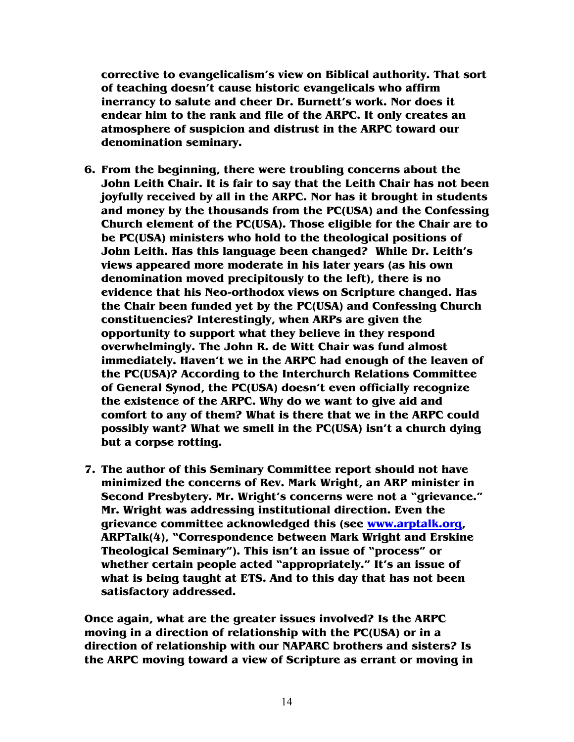**corrective to evangelicalism's view on Biblical authority. That sort of teaching doesn't cause historic evangelicals who affirm inerrancy to salute and cheer Dr. Burnett's work. Nor does it endear him to the rank and file of the ARPC. It only creates an atmosphere of suspicion and distrust in the ARPC toward our denomination seminary.**

6. **From the beginning, there were troubling concerns about the John Leith Chair. It is fair to say that the Leith Chair has not been joyfully received by all in the ARPC. Nor has it brought in students and money by the thousands from the PC(USA) and the Confessing Church element of the PC(USA). Those eligible for the Chair are to be PC(USA) ministers who hold to the theological positions of John Leith. Has this language been changed? While Dr. Leith's views appeared more moderate in his later years (as his own denomination moved precipitously to the left), there is no evidence that his Neo-orthodox views on Scripture changed. Has the Chair been funded yet by the PC(USA) and Confessing Church constituencies? Interestingly, when ARPs are given the opportunity to support what they believe in they respond overwhelmingly. The John R. de Witt Chair was fund almost immediately. Haven't we in the ARPC had enough of the leaven of the PC(USA)? According to the Interchurch Relations Committee of General Synod, the PC(USA) doesn't even officially recognize the existence of the ARPC. Why do we want to give aid and comfort to any of them? What is there that we in the ARPC could possibly want? What we smell in the PC(USA) isn't a church dying but a corpse rotting.**

7. **The author of this Seminary Committee report should not have minimized the concerns of Rev. Mark Wright, an ARP minister in Second Presbytery. Mr. Wright's concerns were not a "grievance." Mr. Wright was addressing institutional direction. Even the grievance committee acknowledged this (see [www.arptalk.org](http://www.arptalk.org), ARPTalk(4), "Correspondence between Mark Wright and Erskine Theological Seminary"). This isn't an issue of "process" or whether certain people acted "appropriately." It's an issue of what is being taught at ETS. And to this day that has not been satisfactory addressed.**

**Once again, what are the greater issues involved? Is the ARPC moving in a direction of relationship with the PC(USA) or in a direction of relationship with our NAPARC brothers and sisters? Is the ARPC moving toward a view of Scripture as errant or moving in**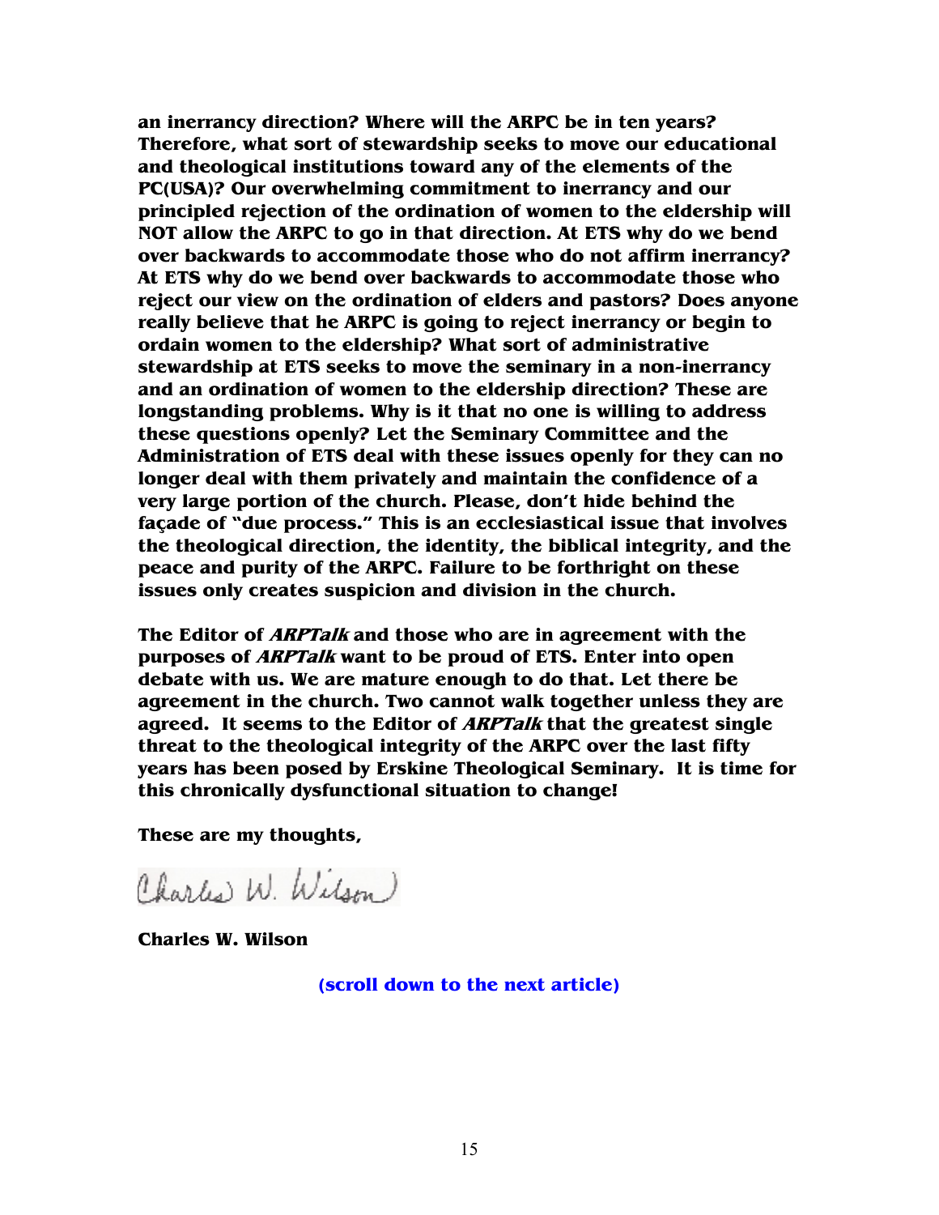**an inerrancy direction? Where will the ARPC be in ten years? Therefore, what sort of stewardship seeks to move our educational and theological institutions toward any of the elements of the PC(USA)? Our overwhelming commitment to inerrancy and our principled rejection of the ordination of women to the eldership will NOT allow the ARPC to go in that direction. At ETS why do we bend over backwards to accommodate those who do not affirm inerrancy? At ETS why do we bend over backwards to accommodate those who reject our view on the ordination of elders and pastors? Does anyone really believe that he ARPC is going to reject inerrancy or begin to ordain women to the eldership? What sort of administrative stewardship at ETS seeks to move the seminary in a non-inerrancy and an ordination of women to the eldership direction? These are longstanding problems. Why is it that no one is willing to address these questions openly? Let the Seminary Committee and the Administration of ETS deal with these issues openly for they can no longer deal with them privately and maintain the confidence of a very large portion of the church. Please, don't hide behind the façade of "due process." This is an ecclesiastical issue that involves the theological direction, the identity, the biblical integrity, and the peace and purity of the ARPC. Failure to be forthright on these issues only creates suspicion and division in the church.**

**The Editor of *ARPTalk* and those who are in agreement with the purposes of *ARPTalk* want to be proud of ETS. Enter into open debate with us. We are mature enough to do that. Let there be agreement in the church. Two cannot walk together unless they are agreed. It seems to the Editor of *ARPTalk* that the greatest single threat to the theological integrity of the ARPC over the last fifty years has been posed by Erskine Theological Seminary. It is time for this chronically dysfunctional situation to change!**

**These are my thoughts,**

Charles W. Wilson

**Charles W. Wilson**

**(scroll down to the next article)**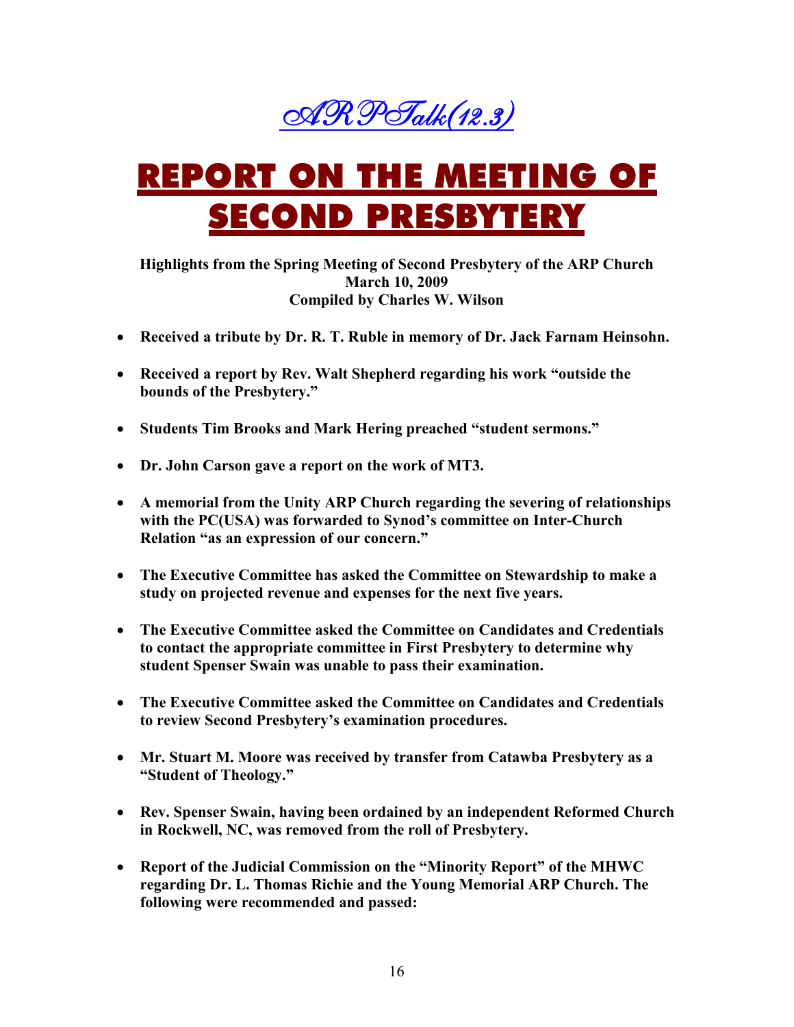*ARPTalk(12.3)*

# REPORT ON THE MEETING OF SECOND PRESBYTERY

**Highlights from the Spring Meeting of Second Presbytery of the ARP Church**
**March 10, 2009**
**Compiled by Charles W. Wilson**

- **Received a tribute by Dr. R. T. Ruble in memory of Dr. Jack Farnam Heinsohn.**
- **Received a report by Rev. Walt Shepherd regarding his work "outside the bounds of the Presbytery."**
- **Students Tim Brooks and Mark Hering preached "student sermons."**
- **Dr. John Carson gave a report on the work of MT3.**
- **A memorial from the Unity ARP Church regarding the severing of relationships with the PC(USA) was forwarded to Synod's committee on Inter-Church Relation "as an expression of our concern."**
- **The Executive Committee has asked the Committee on Stewardship to make a study on projected revenue and expenses for the next five years.**
- **The Executive Committee asked the Committee on Candidates and Credentials to contact the appropriate committee in First Presbytery to determine why student Spenser Swain was unable to pass their examination.**
- **The Executive Committee asked the Committee on Candidates and Credentials to review Second Presbytery's examination procedures.**
- **Mr. Stuart M. Moore was received by transfer from Catawba Presbytery as a "Student of Theology."**
- **Rev. Spenser Swain, having been ordained by an independent Reformed Church in Rockwell, NC, was removed from the roll of Presbytery.**
- **Report of the Judicial Commission on the "Minority Report" of the MHWC regarding Dr. L. Thomas Richie and the Young Memorial ARP Church. The following were recommended and passed:**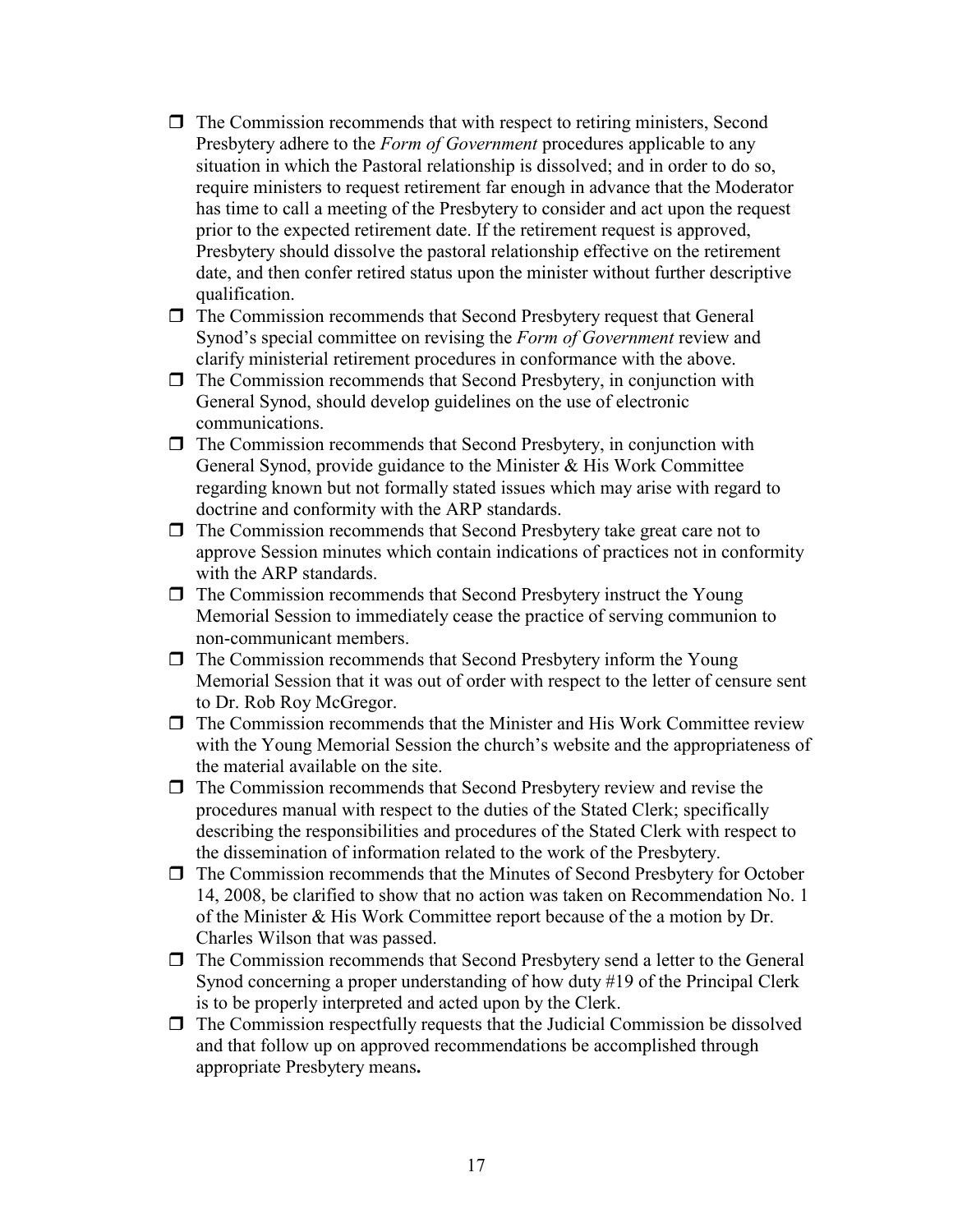- The Commission recommends that with respect to retiring ministers, Second Presbytery adhere to the *Form of Government* procedures applicable to any situation in which the Pastoral relationship is dissolved; and in order to do so, require ministers to request retirement far enough in advance that the Moderator has time to call a meeting of the Presbytery to consider and act upon the request prior to the expected retirement date. If the retirement request is approved, Presbytery should dissolve the pastoral relationship effective on the retirement date, and then confer retired status upon the minister without further descriptive qualification.
- The Commission recommends that Second Presbytery request that General Synod's special committee on revising the *Form of Government* review and clarify ministerial retirement procedures in conformance with the above.
- The Commission recommends that Second Presbytery, in conjunction with General Synod, should develop guidelines on the use of electronic communications.
- The Commission recommends that Second Presbytery, in conjunction with General Synod, provide guidance to the Minister & His Work Committee regarding known but not formally stated issues which may arise with regard to doctrine and conformity with the ARP standards.
- The Commission recommends that Second Presbytery take great care not to approve Session minutes which contain indications of practices not in conformity with the ARP standards.
- The Commission recommends that Second Presbytery instruct the Young Memorial Session to immediately cease the practice of serving communion to non-communicant members.
- The Commission recommends that Second Presbytery inform the Young Memorial Session that it was out of order with respect to the letter of censure sent to Dr. Rob Roy McGregor.
- The Commission recommends that the Minister and His Work Committee review with the Young Memorial Session the church's website and the appropriateness of the material available on the site.
- The Commission recommends that Second Presbytery review and revise the procedures manual with respect to the duties of the Stated Clerk; specifically describing the responsibilities and procedures of the Stated Clerk with respect to the dissemination of information related to the work of the Presbytery.
- The Commission recommends that the Minutes of Second Presbytery for October 14, 2008, be clarified to show that no action was taken on Recommendation No. 1 of the Minister & His Work Committee report because of the a motion by Dr. Charles Wilson that was passed.
- The Commission recommends that Second Presbytery send a letter to the General Synod concerning a proper understanding of how duty #19 of the Principal Clerk is to be properly interpreted and acted upon by the Clerk.
- The Commission respectfully requests that the Judicial Commission be dissolved and that follow up on approved recommendations be accomplished through appropriate Presbytery means**.**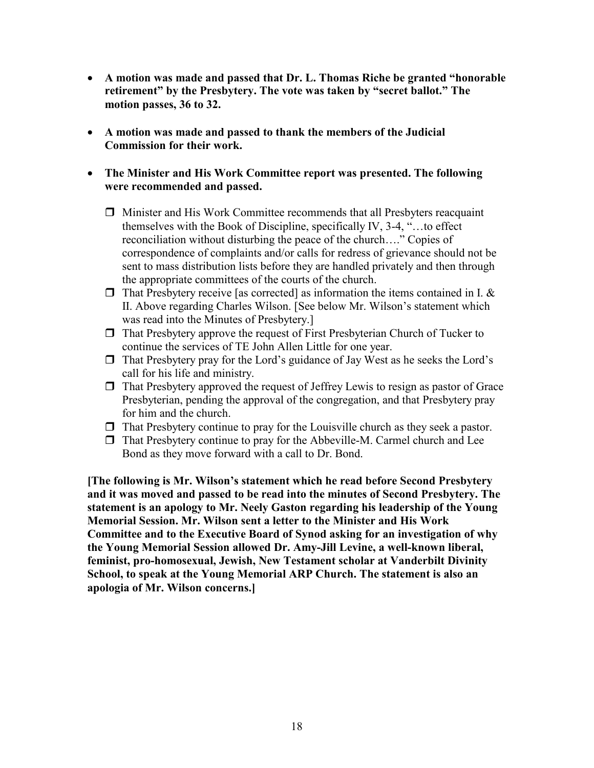- **A motion was made and passed that Dr. L. Thomas Riche be granted "honorable retirement" by the Presbytery. The vote was taken by "secret ballot." The motion passes, 36 to 32.**

- **A motion was made and passed to thank the members of the Judicial Commission for their work.**

- **The Minister and His Work Committee report was presented. The following were recommended and passed.**

  - ❒ Minister and His Work Committee recommends that all Presbyters reacquaint themselves with the Book of Discipline, specifically IV, 3-4, "…to effect reconciliation without disturbing the peace of the church…." Copies of correspondence of complaints and/or calls for redress of grievance should not be sent to mass distribution lists before they are handled privately and then through the appropriate committees of the courts of the church.
  - ❒ That Presbytery receive [as corrected] as information the items contained in I. & II. Above regarding Charles Wilson. [See below Mr. Wilson's statement which was read into the Minutes of Presbytery.]
  - ❒ That Presbytery approve the request of First Presbyterian Church of Tucker to continue the services of TE John Allen Little for one year.
  - ❒ That Presbytery pray for the Lord's guidance of Jay West as he seeks the Lord's call for his life and ministry.
  - ❒ That Presbytery approved the request of Jeffrey Lewis to resign as pastor of Grace Presbyterian, pending the approval of the congregation, and that Presbytery pray for him and the church.
  - ❒ That Presbytery continue to pray for the Louisville church as they seek a pastor.
  - ❒ That Presbytery continue to pray for the Abbeville-M. Carmel church and Lee Bond as they move forward with a call to Dr. Bond.

**[The following is Mr. Wilson's statement which he read before Second Presbytery and it was moved and passed to be read into the minutes of Second Presbytery. The statement is an apology to Mr. Neely Gaston regarding his leadership of the Young Memorial Session. Mr. Wilson sent a letter to the Minister and His Work Committee and to the Executive Board of Synod asking for an investigation of why the Young Memorial Session allowed Dr. Amy-Jill Levine, a well-known liberal, feminist, pro-homosexual, Jewish, New Testament scholar at Vanderbilt Divinity School, to speak at the Young Memorial ARP Church. The statement is also an apologia of Mr. Wilson concerns.]**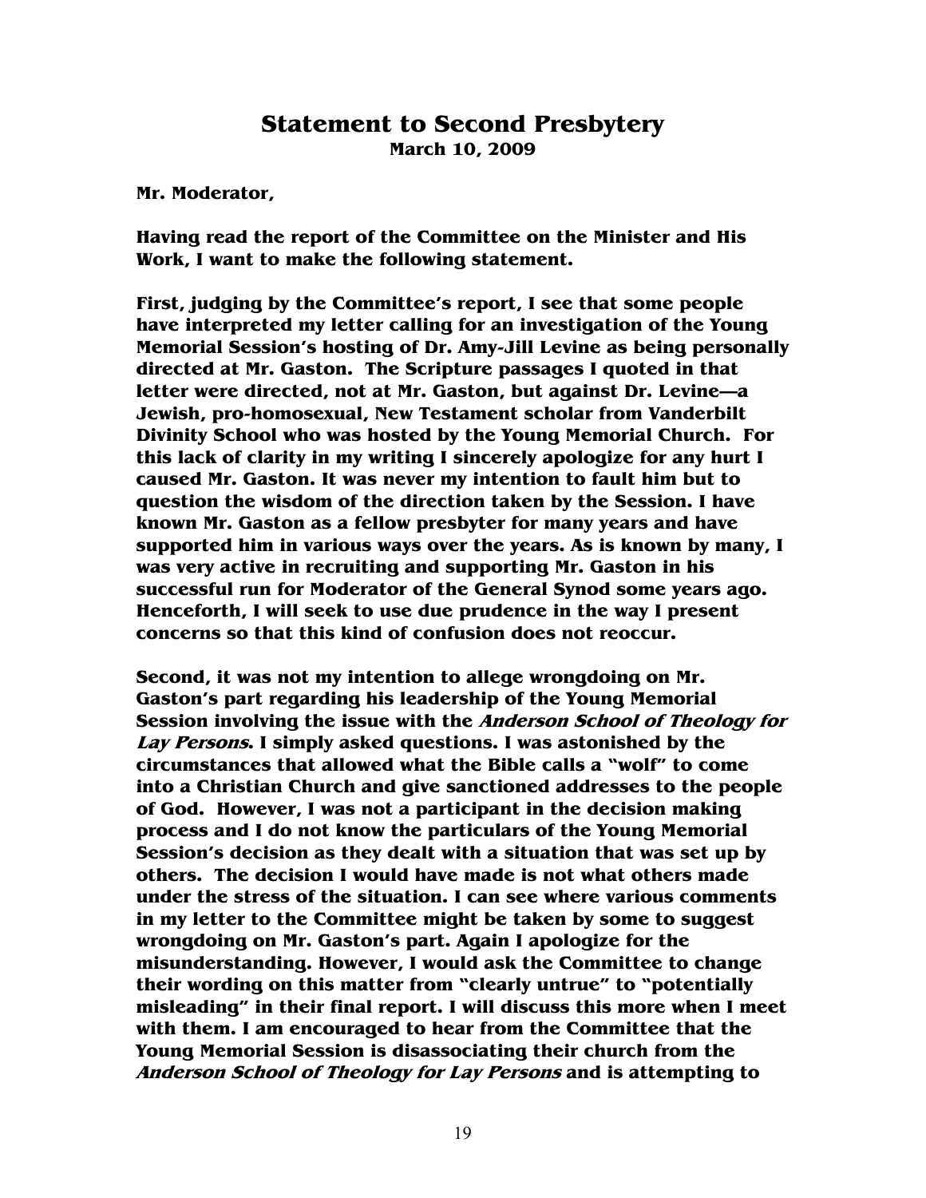# Statement to Second Presbytery

**March 10, 2009**

**Mr. Moderator,**

**Having read the report of the Committee on the Minister and His Work, I want to make the following statement.**

**First, judging by the Committee's report, I see that some people have interpreted my letter calling for an investigation of the Young Memorial Session's hosting of Dr. Amy-Jill Levine as being personally directed at Mr. Gaston. The Scripture passages I quoted in that letter were directed, not at Mr. Gaston, but against Dr. Levine—a Jewish, pro-homosexual, New Testament scholar from Vanderbilt Divinity School who was hosted by the Young Memorial Church. For this lack of clarity in my writing I sincerely apologize for any hurt I caused Mr. Gaston. It was never my intention to fault him but to question the wisdom of the direction taken by the Session. I have known Mr. Gaston as a fellow presbyter for many years and have supported him in various ways over the years. As is known by many, I was very active in recruiting and supporting Mr. Gaston in his successful run for Moderator of the General Synod some years ago. Henceforth, I will seek to use due prudence in the way I present concerns so that this kind of confusion does not reoccur.**

**Second, it was not my intention to allege wrongdoing on Mr. Gaston's part regarding his leadership of the Young Memorial Session involving the issue with the *Anderson School of Theology for Lay Persons*. I simply asked questions. I was astonished by the circumstances that allowed what the Bible calls a "wolf" to come into a Christian Church and give sanctioned addresses to the people of God. However, I was not a participant in the decision making process and I do not know the particulars of the Young Memorial Session's decision as they dealt with a situation that was set up by others. The decision I would have made is not what others made under the stress of the situation. I can see where various comments in my letter to the Committee might be taken by some to suggest wrongdoing on Mr. Gaston's part. Again I apologize for the misunderstanding. However, I would ask the Committee to change their wording on this matter from "clearly untrue" to "potentially misleading" in their final report. I will discuss this more when I meet with them. I am encouraged to hear from the Committee that the Young Memorial Session is disassociating their church from the *Anderson School of Theology for Lay Persons* and is attempting to**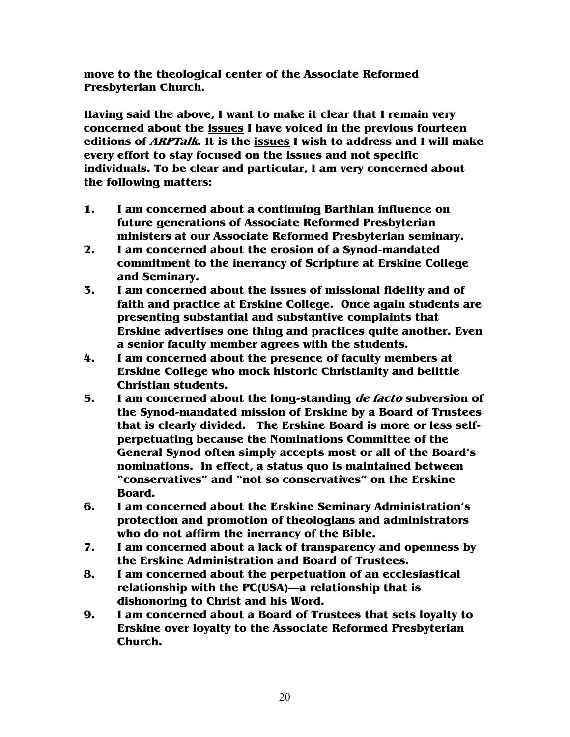**move to the theological center of the Associate Reformed Presbyterian Church.**

**Having said the above, I want to make it clear that I remain very concerned about the <u>issues</u> I have voiced in the previous fourteen editions of *ARPTalk*. It is the <u>issues</u> I wish to address and I will make every effort to stay focused on the issues and not specific individuals. To be clear and particular, I am very concerned about the following matters:**

1. **I am concerned about a continuing Barthian influence on future generations of Associate Reformed Presbyterian ministers at our Associate Reformed Presbyterian seminary.**
2. **I am concerned about the erosion of a Synod-mandated commitment to the inerrancy of Scripture at Erskine College and Seminary.**
3. **I am concerned about the issues of missional fidelity and of faith and practice at Erskine College. Once again students are presenting substantial and substantive complaints that Erskine advertises one thing and practices quite another. Even a senior faculty member agrees with the students.**
4. **I am concerned about the presence of faculty members at Erskine College who mock historic Christianity and belittle Christian students.**
5. **I am concerned about the long-standing *de facto* subversion of the Synod-mandated mission of Erskine by a Board of Trustees that is clearly divided. The Erskine Board is more or less self-perpetuating because the Nominations Committee of the General Synod often simply accepts most or all of the Board's nominations. In effect, a status quo is maintained between "conservatives" and "not so conservatives" on the Erskine Board.**
6. **I am concerned about the Erskine Seminary Administration's protection and promotion of theologians and administrators who do not affirm the inerrancy of the Bible.**
7. **I am concerned about a lack of transparency and openness by the Erskine Administration and Board of Trustees.**
8. **I am concerned about the perpetuation of an ecclesiastical relationship with the PC(USA)—a relationship that is dishonoring to Christ and his Word.**
9. **I am concerned about a Board of Trustees that sets loyalty to Erskine over loyalty to the Associate Reformed Presbyterian Church.**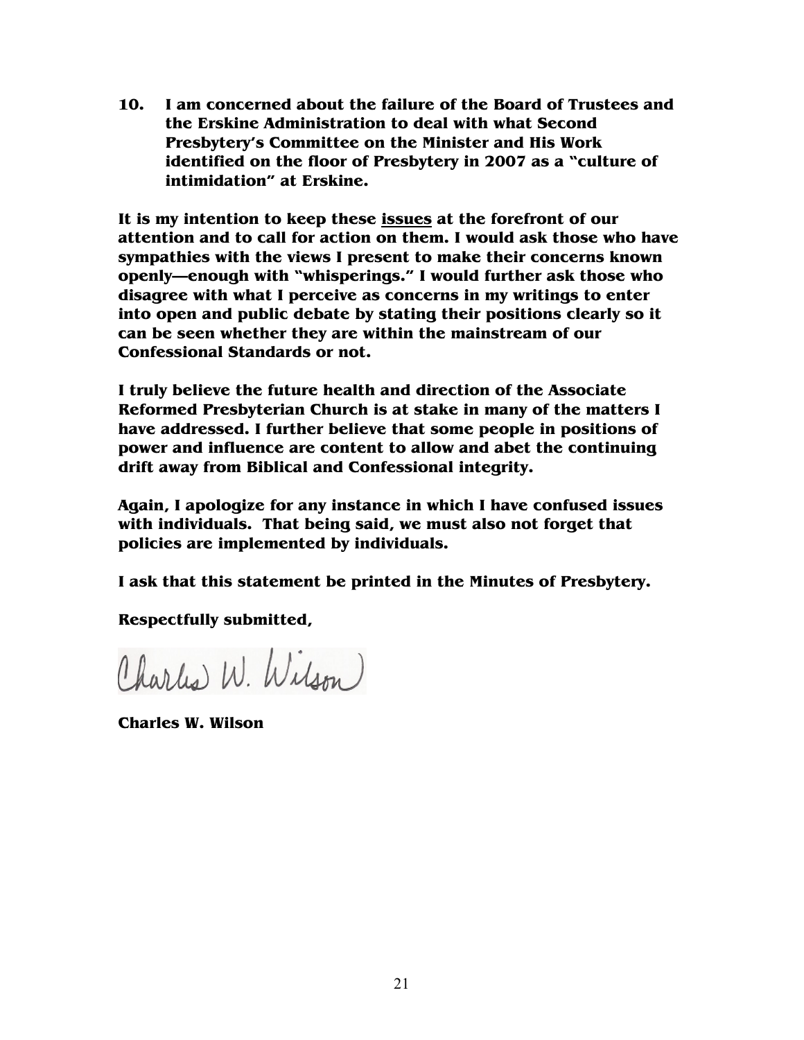**10. I am concerned about the failure of the Board of Trustees and the Erskine Administration to deal with what Second Presbytery's Committee on the Minister and His Work identified on the floor of Presbytery in 2007 as a "culture of intimidation" at Erskine.**

**It is my intention to keep these <u>issues</u> at the forefront of our attention and to call for action on them. I would ask those who have sympathies with the views I present to make their concerns known openly—enough with "whisperings." I would further ask those who disagree with what I perceive as concerns in my writings to enter into open and public debate by stating their positions clearly so it can be seen whether they are within the mainstream of our Confessional Standards or not.**

**I truly believe the future health and direction of the Associate Reformed Presbyterian Church is at stake in many of the matters I have addressed. I further believe that some people in positions of power and influence are content to allow and abet the continuing drift away from Biblical and Confessional integrity.**

**Again, I apologize for any instance in which I have confused issues with individuals. That being said, we must also not forget that policies are implemented by individuals.**

**I ask that this statement be printed in the Minutes of Presbytery.**

**Respectfully submitted,**

Charles W. Wilson

**Charles W. Wilson**